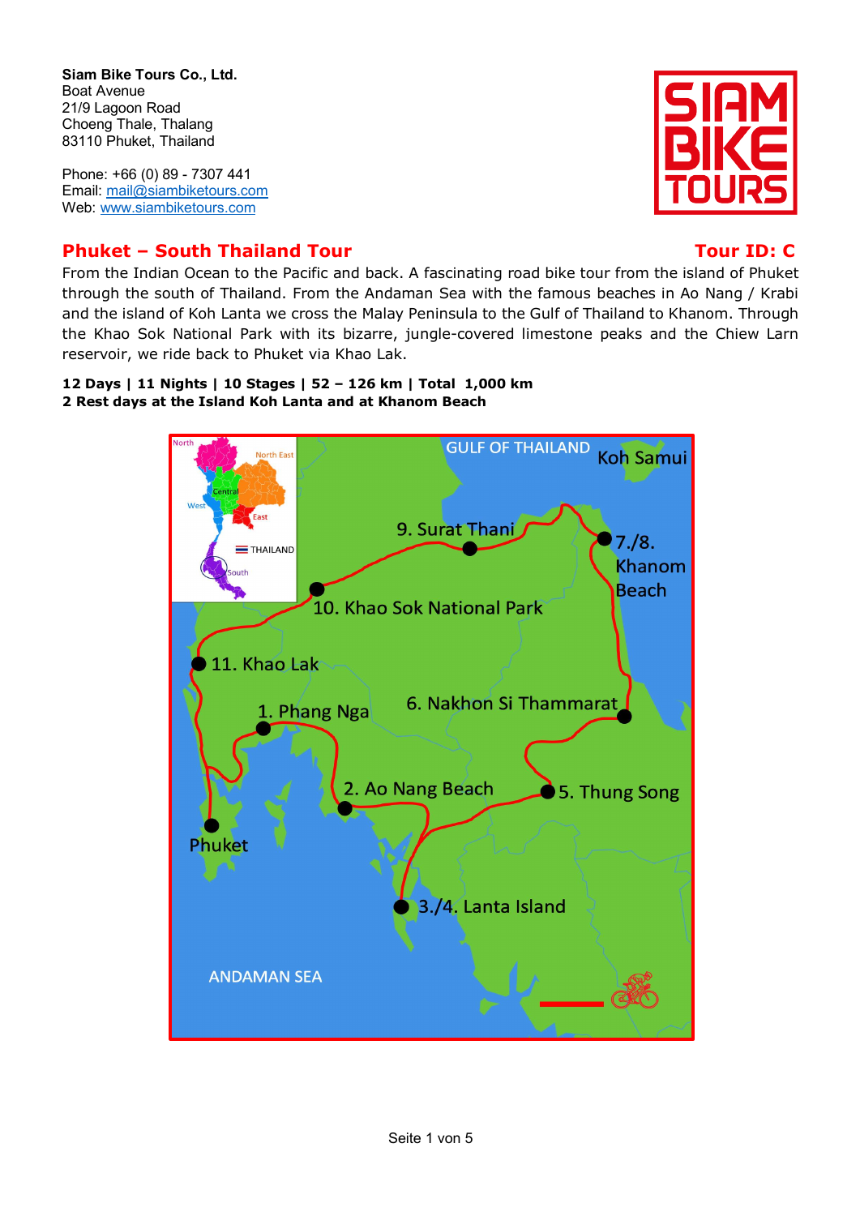**Siam Bike Tours Co., Ltd.**
Boat Avenue
21/9 Lagoon Road
Choeng Thale, Thalang
83110 Phuket, Thailand

Phone: +66 (0) 89 - 7307 441
Email: mail@siambiketours.com
Web: www.siambiketours.com

## Phuket – South Thailand Tour — Tour ID: C

From the Indian Ocean to the Pacific and back. A fascinating road bike tour from the island of Phuket through the south of Thailand. From the Andaman Sea with the famous beaches in Ao Nang / Krabi and the island of Koh Lanta we cross the Malay Peninsula to the Gulf of Thailand to Khanom. Through the Khao Sok National Park with its bizarre, jungle-covered limestone peaks and the Chiew Larn reservoir, we ride back to Phuket via Khao Lak.

**12 Days | 11 Nights | 10 Stages | 52 – 126 km | Total 1,000 km**
**2 Rest days at the Island Koh Lanta and at Khanom Beach**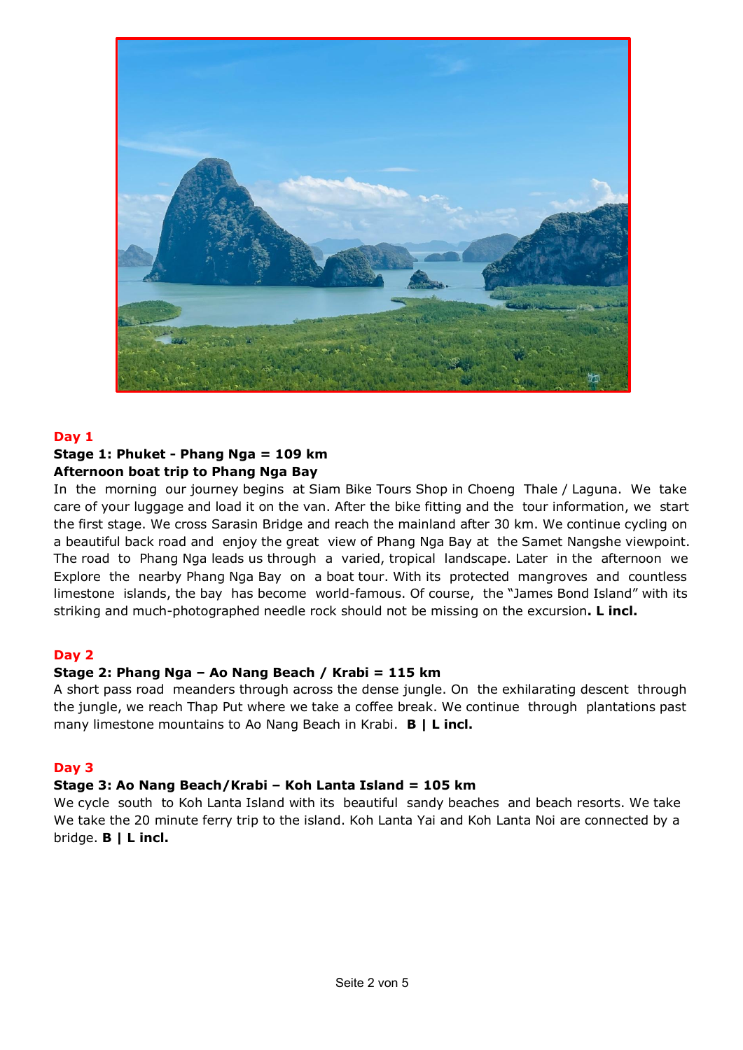**Day 1**

**Stage 1: Phuket - Phang Nga = 109 km**
**Afternoon boat trip to Phang Nga Bay**

In the morning our journey begins at Siam Bike Tours Shop in Choeng Thale / Laguna. We take care of your luggage and load it on the van. After the bike fitting and the tour information, we start the first stage. We cross Sarasin Bridge and reach the mainland after 30 km. We continue cycling on a beautiful back road and enjoy the great view of Phang Nga Bay at the Samet Nangshe viewpoint. The road to Phang Nga leads us through a varied, tropical landscape. Later in the afternoon we Explore the nearby Phang Nga Bay on a boat tour. With its protected mangroves and countless limestone islands, the bay has become world-famous. Of course, the "James Bond Island" with its striking and much-photographed needle rock should not be missing on the excursion**. L incl.**

**Day 2**

**Stage 2: Phang Nga – Ao Nang Beach / Krabi = 115 km**

A short pass road meanders through across the dense jungle. On the exhilarating descent through the jungle, we reach Thap Put where we take a coffee break. We continue through plantations past many limestone mountains to Ao Nang Beach in Krabi. **B | L incl.**

**Day 3**

**Stage 3: Ao Nang Beach/Krabi – Koh Lanta Island = 105 km**

We cycle south to Koh Lanta Island with its beautiful sandy beaches and beach resorts. We take We take the 20 minute ferry trip to the island. Koh Lanta Yai and Koh Lanta Noi are connected by a bridge. **B | L incl.**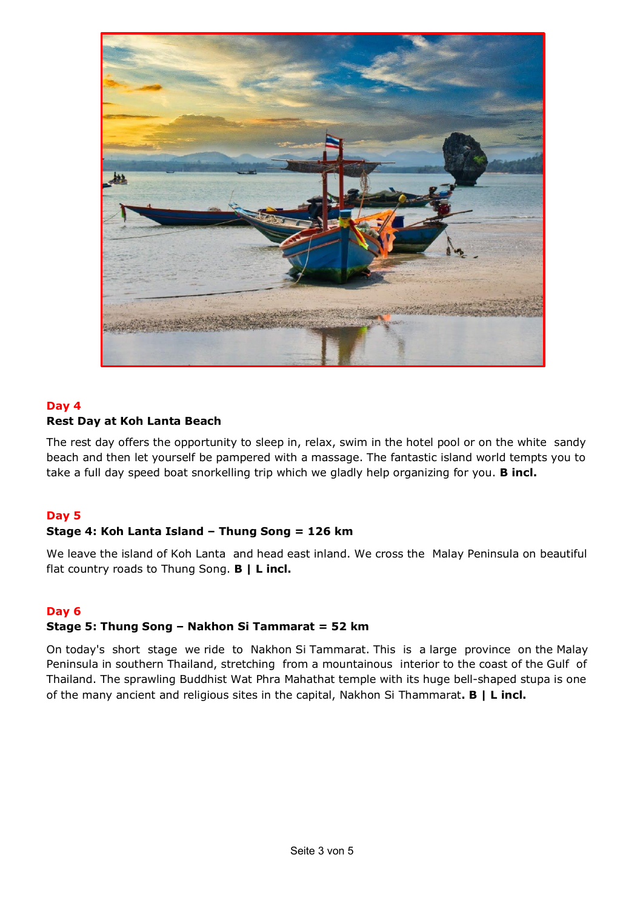## Day 4

**Rest Day at Koh Lanta Beach**

The rest day offers the opportunity to sleep in, relax, swim in the hotel pool or on the white sandy beach and then let yourself be pampered with a massage. The fantastic island world tempts you to take a full day speed boat snorkelling trip which we gladly help organizing for you. **B incl.**

## Day 5

**Stage 4: Koh Lanta Island – Thung Song = 126 km**

We leave the island of Koh Lanta and head east inland. We cross the Malay Peninsula on beautiful flat country roads to Thung Song. **B | L incl.**

## Day 6

**Stage 5: Thung Song – Nakhon Si Tammarat = 52 km**

On today's short stage we ride to Nakhon Si Tammarat. This is a large province on the Malay Peninsula in southern Thailand, stretching from a mountainous interior to the coast of the Gulf of Thailand. The sprawling Buddhist Wat Phra Mahathat temple with its huge bell-shaped stupa is one of the many ancient and religious sites in the capital, Nakhon Si Thammarat**. B | L incl.**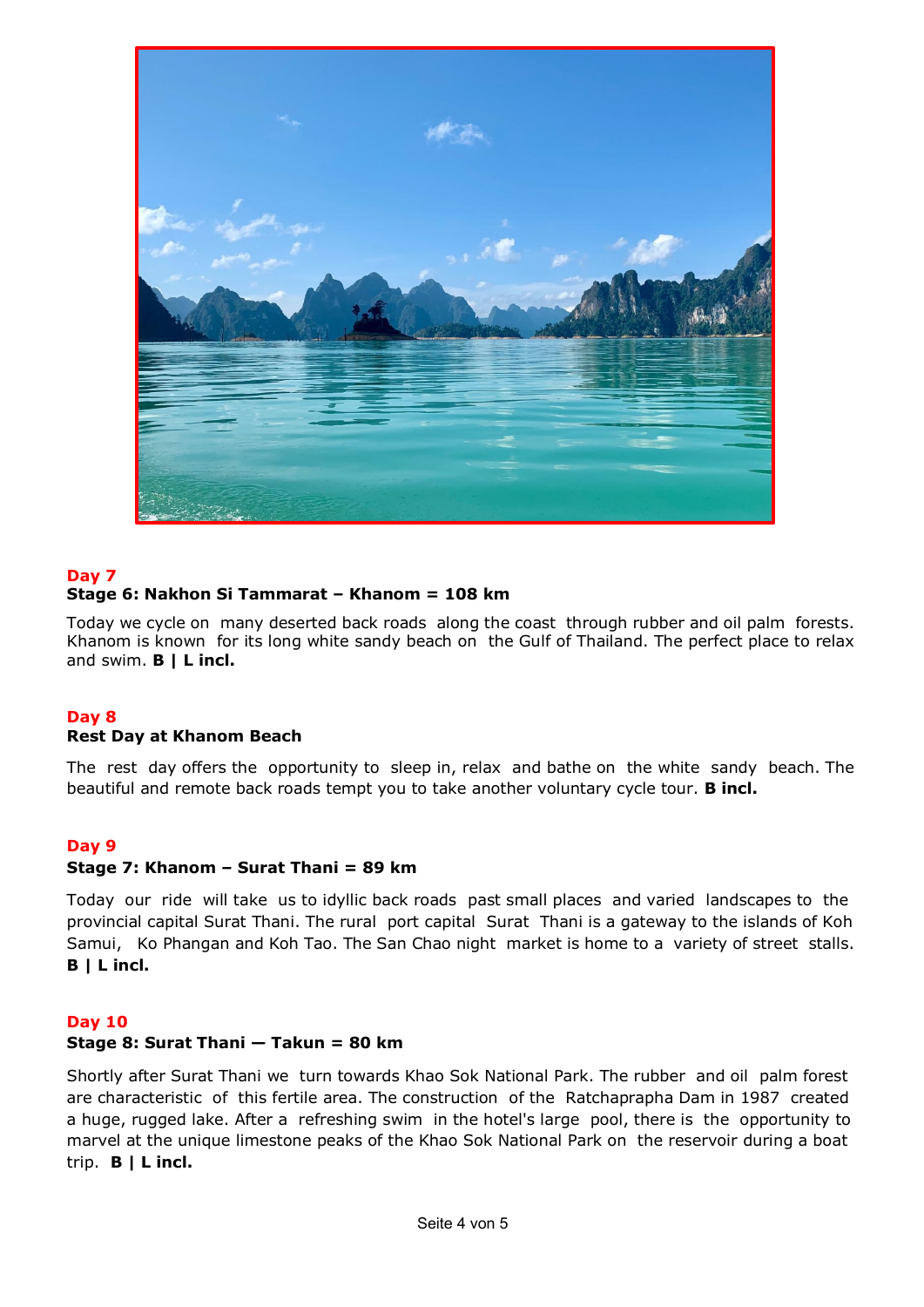**Day 7**

**Stage 6: Nakhon Si Tammarat – Khanom = 108 km**

Today we cycle on many deserted back roads along the coast through rubber and oil palm forests. Khanom is known for its long white sandy beach on the Gulf of Thailand. The perfect place to relax and swim. **B | L incl.**

**Day 8**

**Rest Day at Khanom Beach**

The rest day offers the opportunity to sleep in, relax and bathe on the white sandy beach. The beautiful and remote back roads tempt you to take another voluntary cycle tour. **B incl.**

**Day 9**

**Stage 7: Khanom – Surat Thani = 89 km**

Today our ride will take us to idyllic back roads past small places and varied landscapes to the provincial capital Surat Thani. The rural port capital Surat Thani is a gateway to the islands of Koh Samui, Ko Phangan and Koh Tao. The San Chao night market is home to a variety of street stalls. **B | L incl.**

**Day 10**

**Stage 8: Surat Thani — Takun = 80 km**

Shortly after Surat Thani we turn towards Khao Sok National Park. The rubber and oil palm forest are characteristic of this fertile area. The construction of the Ratchaprapha Dam in 1987 created a huge, rugged lake. After a refreshing swim in the hotel's large pool, there is the opportunity to marvel at the unique limestone peaks of the Khao Sok National Park on the reservoir during a boat trip. **B | L incl.**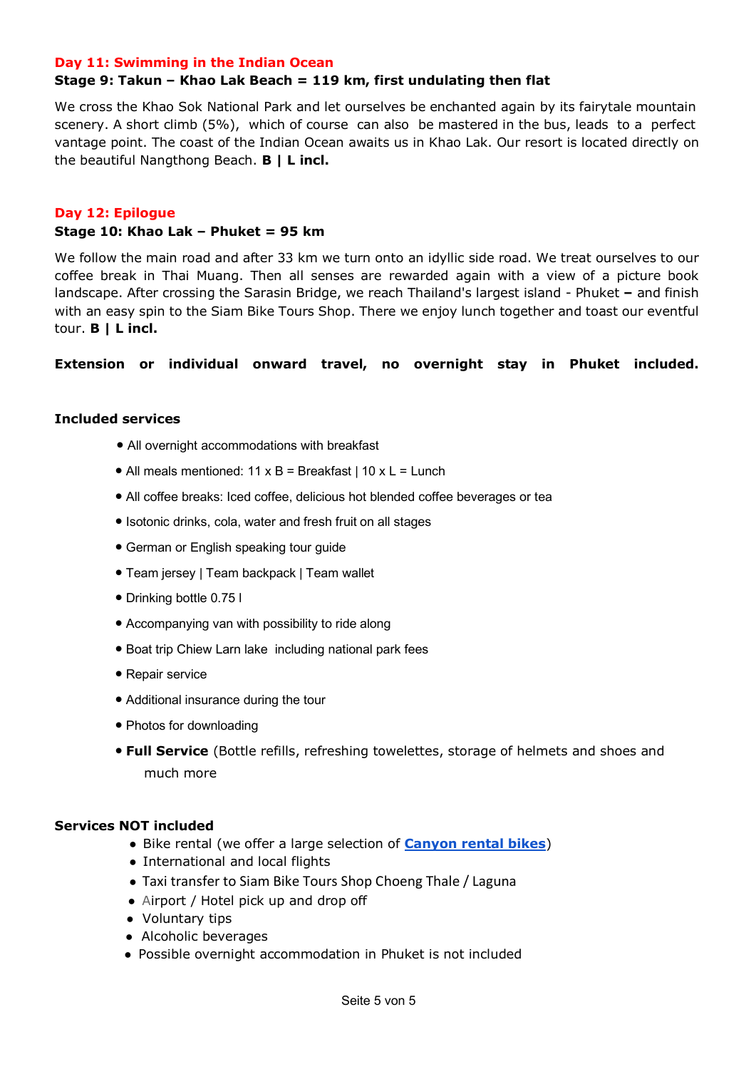## Day 11: Swimming in the Indian Ocean

**Stage 9: Takun – Khao Lak Beach = 119 km, first undulating then flat**

We cross the Khao Sok National Park and let ourselves be enchanted again by its fairytale mountain scenery. A short climb (5%), which of course can also be mastered in the bus, leads to a perfect vantage point. The coast of the Indian Ocean awaits us in Khao Lak. Our resort is located directly on the beautiful Nangthong Beach. **B | L incl.**

## Day 12: Epilogue

**Stage 10: Khao Lak – Phuket = 95 km**

We follow the main road and after 33 km we turn onto an idyllic side road. We treat ourselves to our coffee break in Thai Muang. Then all senses are rewarded again with a view of a picture book landscape. After crossing the Sarasin Bridge, we reach Thailand's largest island - Phuket **–** and finish with an easy spin to the Siam Bike Tours Shop. There we enjoy lunch together and toast our eventful tour. **B | L incl.**

**Extension or individual onward travel, no overnight stay in Phuket included.**

**Included services**

- All overnight accommodations with breakfast
- All meals mentioned: 11 x B = Breakfast | 10 x L = Lunch
- All coffee breaks: Iced coffee, delicious hot blended coffee beverages or tea
- Isotonic drinks, cola, water and fresh fruit on all stages
- German or English speaking tour guide
- Team jersey | Team backpack | Team wallet
- Drinking bottle 0.75 l
- Accompanying van with possibility to ride along
- Boat trip Chiew Larn lake including national park fees
- Repair service
- Additional insurance during the tour
- Photos for downloading
- **Full Service** (Bottle refills, refreshing towelettes, storage of helmets and shoes and much more

**Services NOT included**

- Bike rental (we offer a large selection of **Canyon rental bikes**)
- International and local flights
- Taxi transfer to Siam Bike Tours Shop Choeng Thale / Laguna
- Airport / Hotel pick up and drop off
- Voluntary tips
- Alcoholic beverages
- Possible overnight accommodation in Phuket is not included